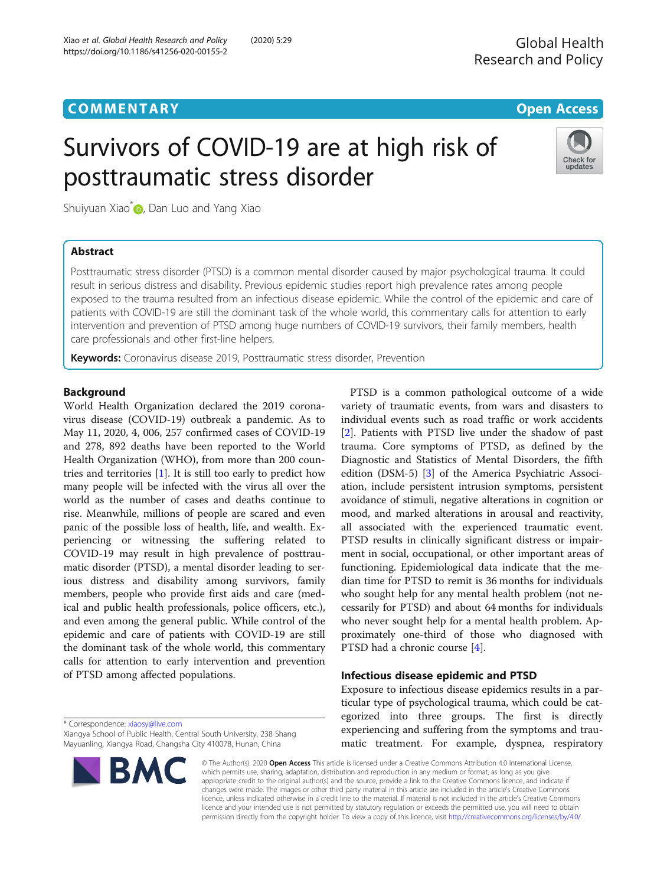COMMENTARY

Open Access

# Survivors of COVID-19 are at high risk of posttraumatic stress disorder

Shuiyuan Xiao*, Dan Luo and Yang Xiao

## Abstract

Posttraumatic stress disorder (PTSD) is a common mental disorder caused by major psychological trauma. It could result in serious distress and disability. Previous epidemic studies report high prevalence rates among people exposed to the trauma resulted from an infectious disease epidemic. While the control of the epidemic and care of patients with COVID-19 are still the dominant task of the whole world, this commentary calls for attention to early intervention and prevention of PTSD among huge numbers of COVID-19 survivors, their family members, health care professionals and other first-line helpers.

**Keywords:** Coronavirus disease 2019, Posttraumatic stress disorder, Prevention

## Background

World Health Organization declared the 2019 coronavirus disease (COVID-19) outbreak a pandemic. As to May 11, 2020, 4, 006, 257 confirmed cases of COVID-19 and 278, 892 deaths have been reported to the World Health Organization (WHO), from more than 200 countries and territories [1]. It is still too early to predict how many people will be infected with the virus all over the world as the number of cases and deaths continue to rise. Meanwhile, millions of people are scared and even panic of the possible loss of health, life, and wealth. Experiencing or witnessing the suffering related to COVID-19 may result in high prevalence of posttraumatic disorder (PTSD), a mental disorder leading to serious distress and disability among survivors, family members, people who provide first aids and care (medical and public health professionals, police officers, etc.), and even among the general public. While control of the epidemic and care of patients with COVID-19 are still the dominant task of the whole world, this commentary calls for attention to early intervention and prevention of PTSD among affected populations.

PTSD is a common pathological outcome of a wide variety of traumatic events, from wars and disasters to individual events such as road traffic or work accidents [2]. Patients with PTSD live under the shadow of past trauma. Core symptoms of PTSD, as defined by the Diagnostic and Statistics of Mental Disorders, the fifth edition (DSM-5) [3] of the America Psychiatric Association, include persistent intrusion symptoms, persistent avoidance of stimuli, negative alterations in cognition or mood, and marked alterations in arousal and reactivity, all associated with the experienced traumatic event. PTSD results in clinically significant distress or impairment in social, occupational, or other important areas of functioning. Epidemiological data indicate that the median time for PTSD to remit is 36 months for individuals who sought help for any mental health problem (not necessarily for PTSD) and about 64 months for individuals who never sought help for a mental health problem. Approximately one-third of those who diagnosed with PTSD had a chronic course [4].

## Infectious disease epidemic and PTSD

Exposure to infectious disease epidemics results in a particular type of psychological trauma, which could be categorized into three groups. The first is directly experiencing and suffering from the symptoms and traumatic treatment. For example, dyspnea, respiratory

* Correspondence: xiaosy@live.com
Xiangya School of Public Health, Central South University, 238 Shang Mayuanling, Xiangya Road, Changsha City 410078, Hunan, China

© The Author(s). 2020 **Open Access** This article is licensed under a Creative Commons Attribution 4.0 International License, which permits use, sharing, adaptation, distribution and reproduction in any medium or format, as long as you give appropriate credit to the original author(s) and the source, provide a link to the Creative Commons licence, and indicate if changes were made. The images or other third party material in this article are included in the article's Creative Commons licence, unless indicated otherwise in a credit line to the material. If material is not included in the article's Creative Commons licence and your intended use is not permitted by statutory regulation or exceeds the permitted use, you will need to obtain permission directly from the copyright holder. To view a copy of this licence, visit http://creativecommons.org/licenses/by/4.0/.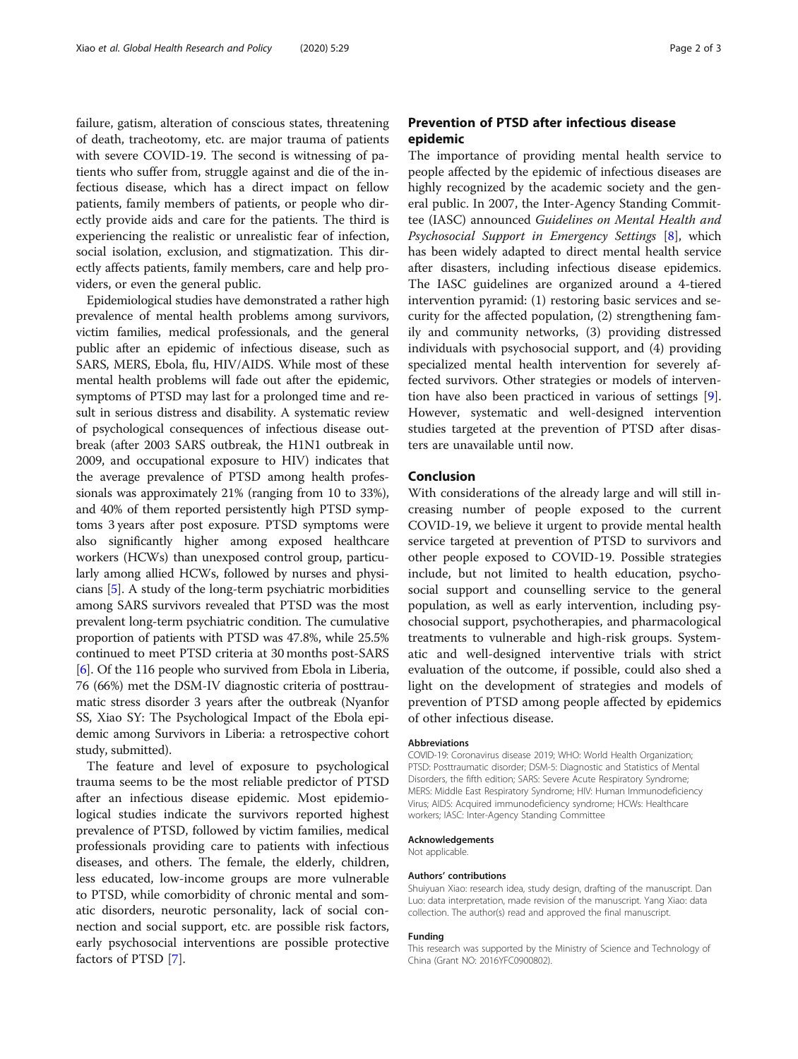failure, gatism, alteration of conscious states, threatening of death, tracheotomy, etc. are major trauma of patients with severe COVID-19. The second is witnessing of patients who suffer from, struggle against and die of the infectious disease, which has a direct impact on fellow patients, family members of patients, or people who directly provide aids and care for the patients. The third is experiencing the realistic or unrealistic fear of infection, social isolation, exclusion, and stigmatization. This directly affects patients, family members, care and help providers, or even the general public.

Epidemiological studies have demonstrated a rather high prevalence of mental health problems among survivors, victim families, medical professionals, and the general public after an epidemic of infectious disease, such as SARS, MERS, Ebola, flu, HIV/AIDS. While most of these mental health problems will fade out after the epidemic, symptoms of PTSD may last for a prolonged time and result in serious distress and disability. A systematic review of psychological consequences of infectious disease outbreak (after 2003 SARS outbreak, the H1N1 outbreak in 2009, and occupational exposure to HIV) indicates that the average prevalence of PTSD among health professionals was approximately 21% (ranging from 10 to 33%), and 40% of them reported persistently high PTSD symptoms 3 years after post exposure. PTSD symptoms were also significantly higher among exposed healthcare workers (HCWs) than unexposed control group, particularly among allied HCWs, followed by nurses and physicians [5]. A study of the long-term psychiatric morbidities among SARS survivors revealed that PTSD was the most prevalent long-term psychiatric condition. The cumulative proportion of patients with PTSD was 47.8%, while 25.5% continued to meet PTSD criteria at 30 months post-SARS [6]. Of the 116 people who survived from Ebola in Liberia, 76 (66%) met the DSM-IV diagnostic criteria of posttraumatic stress disorder 3 years after the outbreak (Nyanfor SS, Xiao SY: The Psychological Impact of the Ebola epidemic among Survivors in Liberia: a retrospective cohort study, submitted).

The feature and level of exposure to psychological trauma seems to be the most reliable predictor of PTSD after an infectious disease epidemic. Most epidemiological studies indicate the survivors reported highest prevalence of PTSD, followed by victim families, medical professionals providing care to patients with infectious diseases, and others. The female, the elderly, children, less educated, low-income groups are more vulnerable to PTSD, while comorbidity of chronic mental and somatic disorders, neurotic personality, lack of social connection and social support, etc. are possible risk factors, early psychosocial interventions are possible protective factors of PTSD [7].

## Prevention of PTSD after infectious disease epidemic

The importance of providing mental health service to people affected by the epidemic of infectious diseases are highly recognized by the academic society and the general public. In 2007, the Inter-Agency Standing Committee (IASC) announced *Guidelines on Mental Health and Psychosocial Support in Emergency Settings* [8], which has been widely adapted to direct mental health service after disasters, including infectious disease epidemics. The IASC guidelines are organized around a 4-tiered intervention pyramid: (1) restoring basic services and security for the affected population, (2) strengthening family and community networks, (3) providing distressed individuals with psychosocial support, and (4) providing specialized mental health intervention for severely affected survivors. Other strategies or models of intervention have also been practiced in various of settings [9]. However, systematic and well-designed intervention studies targeted at the prevention of PTSD after disasters are unavailable until now.

## Conclusion

With considerations of the already large and will still increasing number of people exposed to the current COVID-19, we believe it urgent to provide mental health service targeted at prevention of PTSD to survivors and other people exposed to COVID-19. Possible strategies include, but not limited to health education, psychosocial support and counselling service to the general population, as well as early intervention, including psychosocial support, psychotherapies, and pharmacological treatments to vulnerable and high-risk groups. Systematic and well-designed interventive trials with strict evaluation of the outcome, if possible, could also shed a light on the development of strategies and models of prevention of PTSD among people affected by epidemics of other infectious disease.

#### Abbreviations

COVID-19: Coronavirus disease 2019; WHO: World Health Organization; PTSD: Posttraumatic disorder; DSM-5: Diagnostic and Statistics of Mental Disorders, the fifth edition; SARS: Severe Acute Respiratory Syndrome; MERS: Middle East Respiratory Syndrome; HIV: Human Immunodeficiency Virus; AIDS: Acquired immunodeficiency syndrome; HCWs: Healthcare workers; IASC: Inter-Agency Standing Committee

#### Acknowledgements

Not applicable.

#### Authors' contributions

Shuiyuan Xiao: research idea, study design, drafting of the manuscript. Dan Luo: data interpretation, made revision of the manuscript. Yang Xiao: data collection. The author(s) read and approved the final manuscript.

#### Funding

This research was supported by the Ministry of Science and Technology of China (Grant NO: 2016YFC0900802).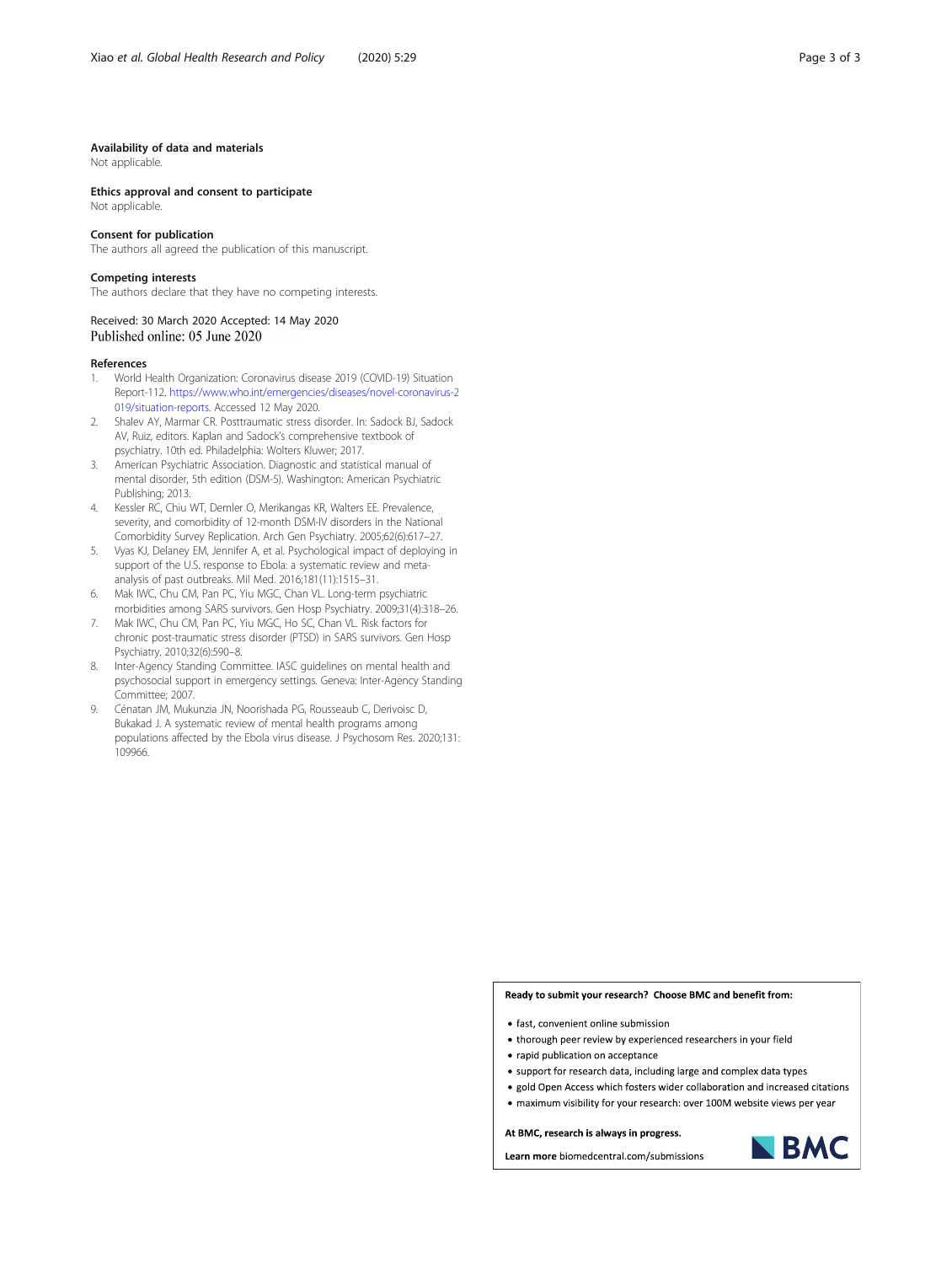### Availability of data and materials

Not applicable.

### Ethics approval and consent to participate

Not applicable.

### Consent for publication

The authors all agreed the publication of this manuscript.

### Competing interests

The authors declare that they have no competing interests.

Received: 30 March 2020 Accepted: 14 May 2020
Published online: 05 June 2020

### References

1. World Health Organization: Coronavirus disease 2019 (COVID-19) Situation Report-112. https://www.who.int/emergencies/diseases/novel-coronavirus-2019/situation-reports. Accessed 12 May 2020.
2. Shalev AY, Marmar CR. Posttraumatic stress disorder. In: Sadock BJ, Sadock AV, Ruiz, editors. Kaplan and Sadock's comprehensive textbook of psychiatry. 10th ed. Philadelphia: Wolters Kluwer; 2017.
3. American Psychiatric Association. Diagnostic and statistical manual of mental disorder, 5th edition (DSM-5). Washington: American Psychiatric Publishing; 2013.
4. Kessler RC, Chiu WT, Demler O, Merikangas KR, Walters EE. Prevalence, severity, and comorbidity of 12-month DSM-IV disorders in the National Comorbidity Survey Replication. Arch Gen Psychiatry. 2005;62(6):617–27.
5. Vyas KJ, Delaney EM, Jennifer A, et al. Psychological impact of deploying in support of the U.S. response to Ebola: a systematic review and meta-analysis of past outbreaks. Mil Med. 2016;181(11):1515–31.
6. Mak IWC, Chu CM, Pan PC, Yiu MGC, Chan VL. Long-term psychiatric morbidities among SARS survivors. Gen Hosp Psychiatry. 2009;31(4):318–26.
7. Mak IWC, Chu CM, Pan PC, Yiu MGC, Ho SC, Chan VL. Risk factors for chronic post-traumatic stress disorder (PTSD) in SARS survivors. Gen Hosp Psychiatry. 2010;32(6):590–8.
8. Inter-Agency Standing Committee. IASC guidelines on mental health and psychosocial support in emergency settings. Geneva: Inter-Agency Standing Committee; 2007.
9. Cénatan JM, Mukunzia JN, Noorishada PG, Rousseaub C, Derivoisc D, Bukakad J. A systematic review of mental health programs among populations affected by the Ebola virus disease. J Psychosom Res. 2020;131:109966.

**Ready to submit your research? Choose BMC and benefit from:**

- fast, convenient online submission
- thorough peer review by experienced researchers in your field
- rapid publication on acceptance
- support for research data, including large and complex data types
- gold Open Access which fosters wider collaboration and increased citations
- maximum visibility for your research: over 100M website views per year

**At BMC, research is always in progress.**

**Learn more** biomedcentral.com/submissions

BMC